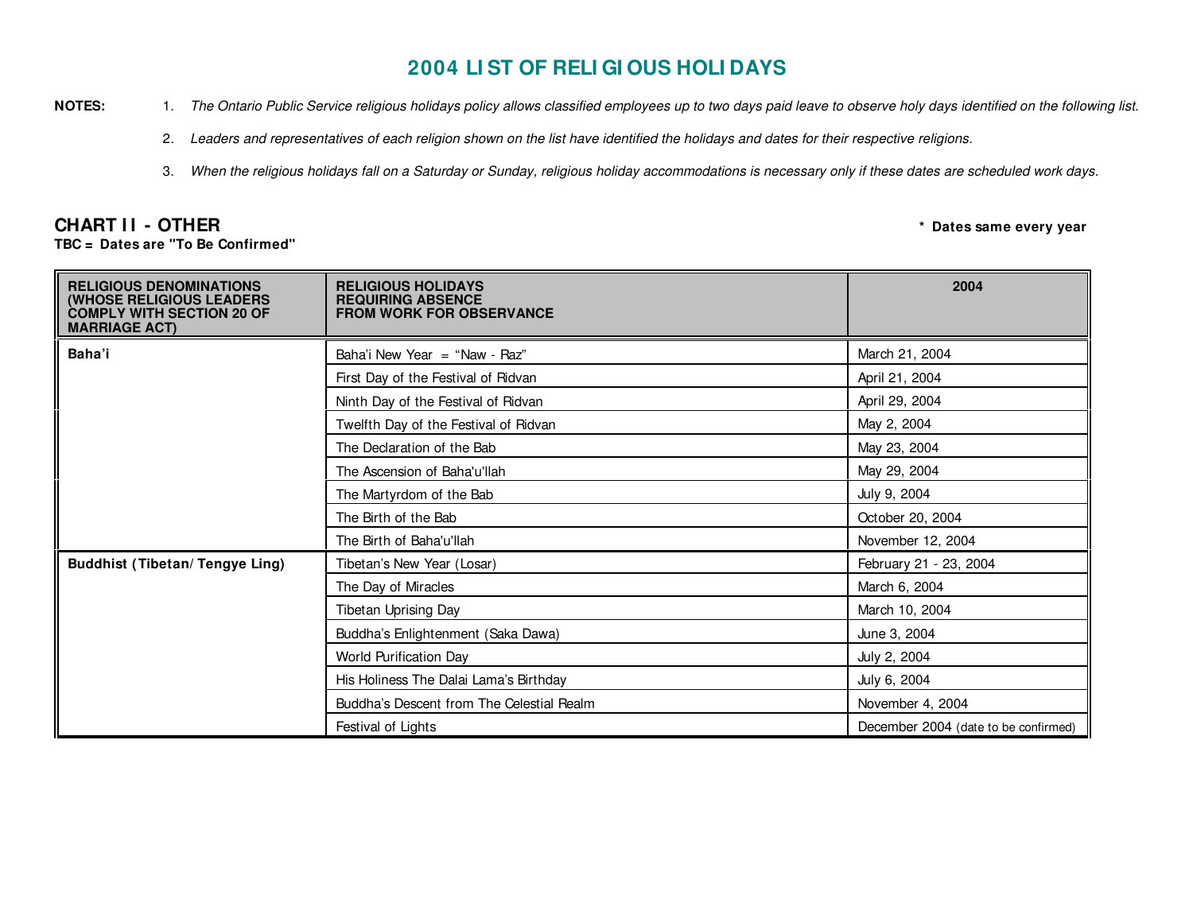# 2004 LIST OF RELIGIOUS HOLIDAYS

**NOTES:**

1. *The Ontario Public Service religious holidays policy allows classified employees up to two days paid leave to observe holy days identified on the following list.*
2. *Leaders and representatives of each religion shown on the list have identified the holidays and dates for their respective religions.*
3. *When the religious holidays fall on a Saturday or Sunday, religious holiday accommodations is necessary only if these dates are scheduled work days.*

## CHART II - OTHER

**TBC = Dates are "To Be Confirmed"**

**\* Dates same every year**

| RELIGIOUS DENOMINATIONS (WHOSE RELIGIOUS LEADERS COMPLY WITH SECTION 20 OF MARRIAGE ACT) | RELIGIOUS HOLIDAYS REQUIRING ABSENCE FROM WORK FOR OBSERVANCE | 2004 |
|---|---|---|
| **Baha'i** | Baha'i New Year = "Naw - Raz" | March 21, 2004 |
| | First Day of the Festival of Ridvan | April 21, 2004 |
| | Ninth Day of the Festival of Ridvan | April 29, 2004 |
| | Twelfth Day of the Festival of Ridvan | May 2, 2004 |
| | The Declaration of the Bab | May 23, 2004 |
| | The Ascension of Baha'u'llah | May 29, 2004 |
| | The Martyrdom of the Bab | July 9, 2004 |
| | The Birth of the Bab | October 20, 2004 |
| | The Birth of Baha'u'llah | November 12, 2004 |
| **Buddhist (Tibetan/ Tengye Ling)** | Tibetan's New Year (Losar) | February 21 - 23, 2004 |
| | The Day of Miracles | March 6, 2004 |
| | Tibetan Uprising Day | March 10, 2004 |
| | Buddha's Enlightenment (Saka Dawa) | June 3, 2004 |
| | World Purification Day | July 2, 2004 |
| | His Holiness The Dalai Lama's Birthday | July 6, 2004 |
| | Buddha's Descent from The Celestial Realm | November 4, 2004 |
| | Festival of Lights | December 2004 (date to be confirmed) |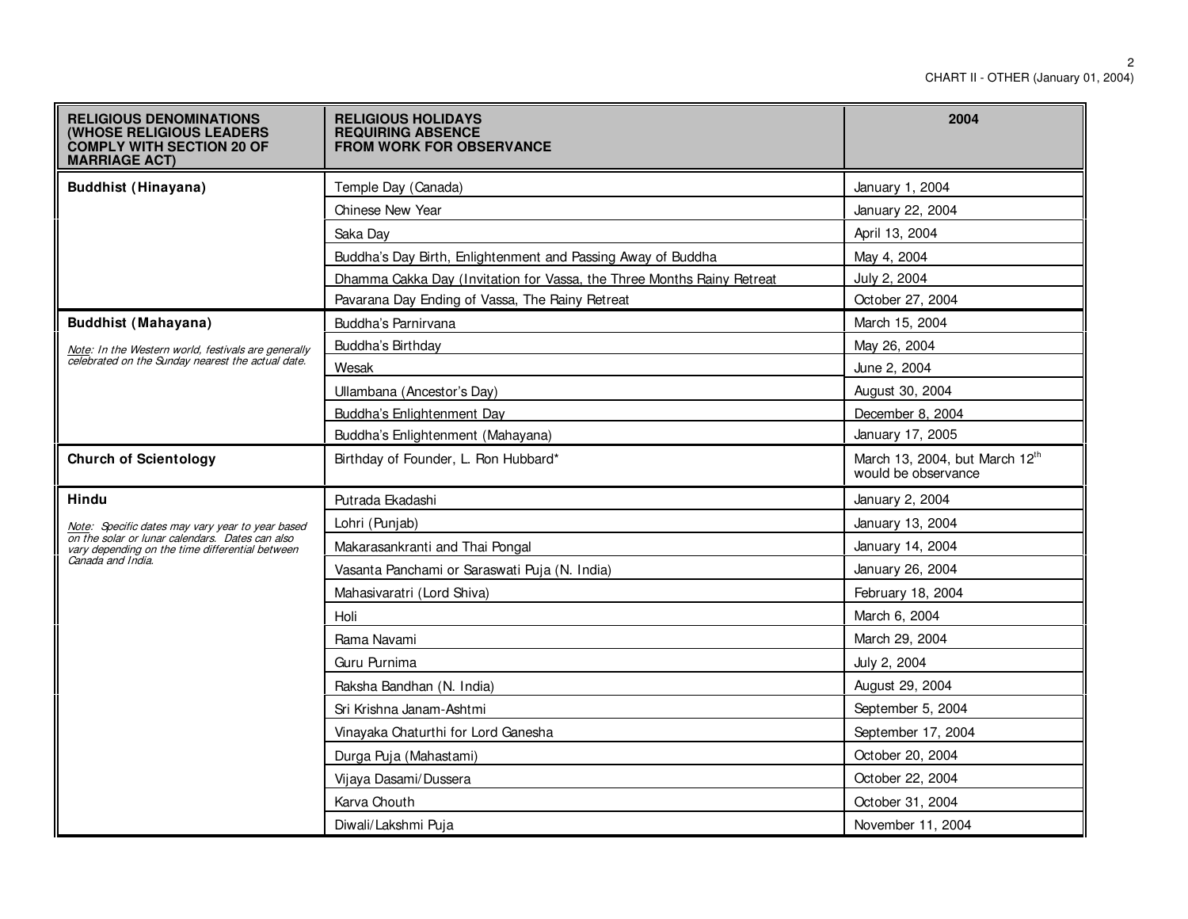CHART II - OTHER (January 01, 2004)

| RELIGIOUS DENOMINATIONS (WHOSE RELIGIOUS LEADERS COMPLY WITH SECTION 20 OF MARRIAGE ACT) | RELIGIOUS HOLIDAYS REQUIRING ABSENCE FROM WORK FOR OBSERVANCE | 2004 |
|---|---|---|
| **Buddhist (Hinayana)** | Temple Day (Canada) | January 1, 2004 |
| | Chinese New Year | January 22, 2004 |
| | Saka Day | April 13, 2004 |
| | Buddha's Day Birth, Enlightenment and Passing Away of Buddha | May 4, 2004 |
| | Dhamma Cakka Day (Invitation for Vassa, the Three Months Rainy Retreat | July 2, 2004 |
| | Pavarana Day Ending of Vassa, The Rainy Retreat | October 27, 2004 |
| **Buddhist (Mahayana)**<br>*Note: In the Western world, festivals are generally celebrated on the Sunday nearest the actual date.* | Buddha's Parnirvana | March 15, 2004 |
| | Buddha's Birthday | May 26, 2004 |
| | Wesak | June 2, 2004 |
| | Ullambana (Ancestor's Day) | August 30, 2004 |
| | Buddha's Enlightenment Day | December 8, 2004 |
| | Buddha's Enlightenment (Mahayana) | January 17, 2005 |
| **Church of Scientology** | Birthday of Founder, L. Ron Hubbard* | March 13, 2004, but March 12th would be observance |
| **Hindu**<br>*Note: Specific dates may vary year to year based on the solar or lunar calendars. Dates can also vary depending on the time differential between Canada and India.* | Putrada Ekadashi | January 2, 2004 |
| | Lohri (Punjab) | January 13, 2004 |
| | Makarasankranti and Thai Pongal | January 14, 2004 |
| | Vasanta Panchami or Saraswati Puja (N. India) | January 26, 2004 |
| | Mahasivaratri (Lord Shiva) | February 18, 2004 |
| | Holi | March 6, 2004 |
| | Rama Navami | March 29, 2004 |
| | Guru Purnima | July 2, 2004 |
| | Raksha Bandhan (N. India) | August 29, 2004 |
| | Sri Krishna Janam-Ashtmi | September 5, 2004 |
| | Vinayaka Chaturthi for Lord Ganesha | September 17, 2004 |
| | Durga Puja (Mahastami) | October 20, 2004 |
| | Vijaya Dasami/Dussera | October 22, 2004 |
| | Karva Chouth | October 31, 2004 |
| | Diwali/Lakshmi Puja | November 11, 2004 |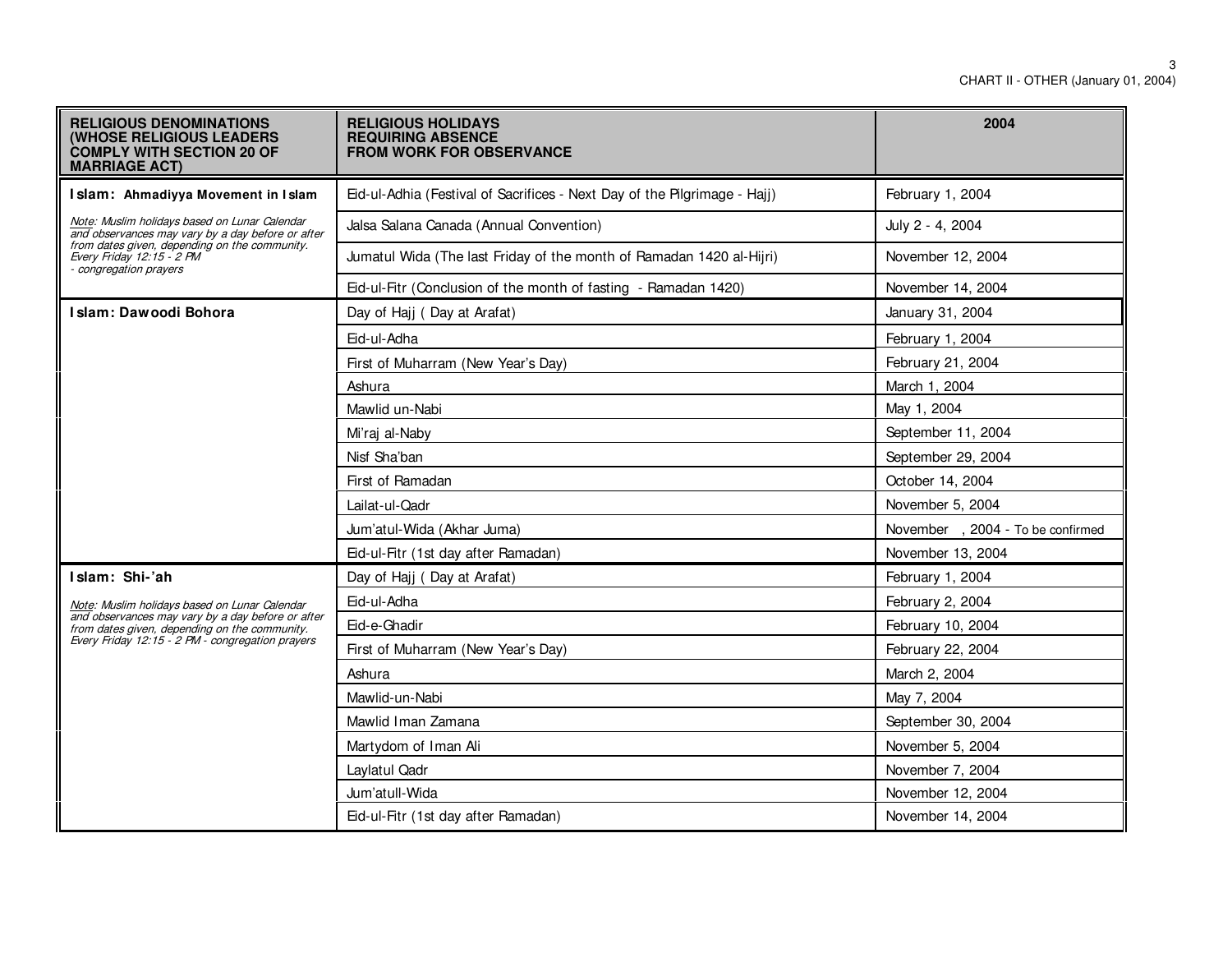CHART II - OTHER (January 01, 2004)

| RELIGIOUS DENOMINATIONS (WHOSE RELIGIOUS LEADERS COMPLY WITH SECTION 20 OF MARRIAGE ACT) | RELIGIOUS HOLIDAYS REQUIRING ABSENCE FROM WORK FOR OBSERVANCE | 2004 |
|---|---|---|
| **Islam: Ahmadiyya Movement in Islam**<br>*Note: Muslim holidays based on Lunar Calendar and observances may vary by a day before or after from dates given, depending on the community. Every Friday 12:15 - 2 PM - congregation prayers* | Eid-ul-Adhia (Festival of Sacrifices - Next Day of the Pilgrimage - Hajj) | February 1, 2004 |
| | Jalsa Salana Canada (Annual Convention) | July 2 - 4, 2004 |
| | Jumatul Wida (The last Friday of the month of Ramadan 1420 al-Hijri) | November 12, 2004 |
| | Eid-ul-Fitr (Conclusion of the month of fasting - Ramadan 1420) | November 14, 2004 |
| **Islam: Dawoodi Bohora** | Day of Hajj ( Day at Arafat) | January 31, 2004 |
| | Eid-ul-Adha | February 1, 2004 |
| | First of Muharram (New Year's Day) | February 21, 2004 |
| | Ashura | March 1, 2004 |
| | Mawlid un-Nabi | May 1, 2004 |
| | Mi'raj al-Naby | September 11, 2004 |
| | Nisf Sha'ban | September 29, 2004 |
| | First of Ramadan | October 14, 2004 |
| | Lailat-ul-Qadr | November 5, 2004 |
| | Jum'atul-Wida (Akhar Juma) | November , 2004 - To be confirmed |
| | Eid-ul-Fitr (1st day after Ramadan) | November 13, 2004 |
| **Islam: Shi-'ah**<br>*Note: Muslim holidays based on Lunar Calendar and observances may vary by a day before or after from dates given, depending on the community. Every Friday 12:15 - 2 PM - congregation prayers* | Day of Hajj ( Day at Arafat) | February 1, 2004 |
| | Eid-ul-Adha | February 2, 2004 |
| | Eid-e-Ghadir | February 10, 2004 |
| | First of Muharram (New Year's Day) | February 22, 2004 |
| | Ashura | March 2, 2004 |
| | Mawlid-un-Nabi | May 7, 2004 |
| | Mawlid Iman Zamana | September 30, 2004 |
| | Martydom of Iman Ali | November 5, 2004 |
| | Laylatul Qadr | November 7, 2004 |
| | Jum'atull-Wida | November 12, 2004 |
| | Eid-ul-Fitr (1st day after Ramadan) | November 14, 2004 |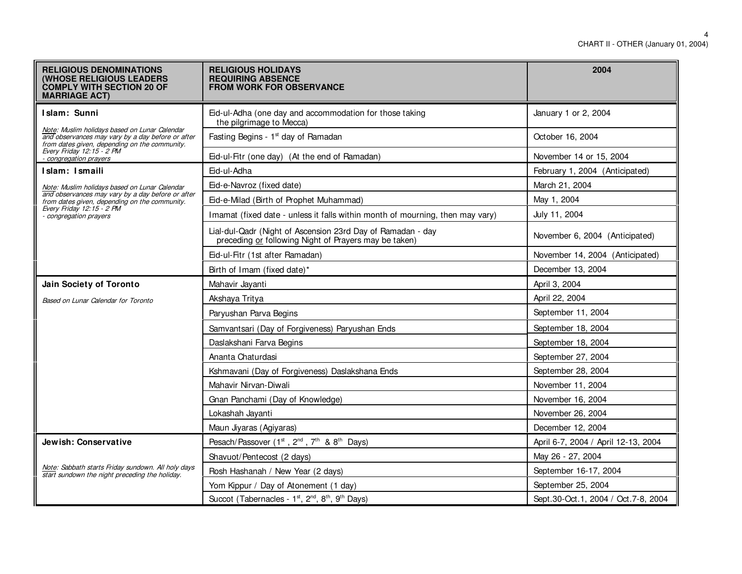CHART II - OTHER (January 01, 2004)

| RELIGIOUS DENOMINATIONS (WHOSE RELIGIOUS LEADERS COMPLY WITH SECTION 20 OF MARRIAGE ACT) | RELIGIOUS HOLIDAYS REQUIRING ABSENCE FROM WORK FOR OBSERVANCE | 2004 |
|---|---|---|
| **Islam: Sunni**<br>*Note: Muslim holidays based on Lunar Calendar and observances may vary by a day before or after from dates given, depending on the community. Every Friday 12:15 - 2 PM - congregation prayers* | Eid-ul-Adha (one day and accommodation for those taking the pilgrimage to Mecca) | January 1 or 2, 2004 |
| | Fasting Begins - 1st day of Ramadan | October 16, 2004 |
| | Eid-ul-Fitr (one day) (At the end of Ramadan) | November 14 or 15, 2004 |
| **Islam: Ismaili**<br>*Note: Muslim holidays based on Lunar Calendar and observances may vary by a day before or after from dates given, depending on the community. Every Friday 12:15 - 2 PM - congregation prayers* | Eid-ul-Adha | February 1, 2004 (Anticipated) |
| | Eid-e-Navroz (fixed date) | March 21, 2004 |
| | Eid-e-Milad (Birth of Prophet Muhammad) | May 1, 2004 |
| | Imamat (fixed date - unless it falls within month of mourning, then may vary) | July 11, 2004 |
| | Lial-dul-Qadr (Night of Ascension 23rd Day of Ramadan - day preceding <u>or</u> following Night of Prayers may be taken) | November 6, 2004 (Anticipated) |
| | Eid-ul-Fitr (1st after Ramadan) | November 14, 2004 (Anticipated) |
| | Birth of Imam (fixed date)* | December 13, 2004 |
| **Jain Society of Toronto**<br>*Based on Lunar Calendar for Toronto* | Mahavir Jayanti | April 3, 2004 |
| | Akshaya Tritya | April 22, 2004 |
| | Paryushan Parva Begins | September 11, 2004 |
| | Samvantsari (Day of Forgiveness) Paryushan Ends | September 18, 2004 |
| | Daslakshani Farva Begins | September 18, 2004 |
| | Ananta Chaturdasi | September 27, 2004 |
| | Kshmavani (Day of Forgiveness) Daslakshana Ends | September 28, 2004 |
| | Mahavir Nirvan-Diwali | November 11, 2004 |
| | Gnan Panchami (Day of Knowledge) | November 16, 2004 |
| | Lokashah Jayanti | November 26, 2004 |
| | Maun Jiyaras (Agiyaras) | December 12, 2004 |
| **Jewish: Conservative**<br>*Note: Sabbath starts Friday sundown. All holy days start sundown the night preceding the holiday.* | Pesach/Passover (1st, 2nd, 7th & 8th Days) | April 6-7, 2004 / April 12-13, 2004 |
| | Shavuot/Pentecost (2 days) | May 26 - 27, 2004 |
| | Rosh Hashanah / New Year (2 days) | September 16-17, 2004 |
| | Yom Kippur / Day of Atonement (1 day) | September 25, 2004 |
| | Succot (Tabernacles - 1st, 2nd, 8th, 9th Days) | Sept.30-Oct.1, 2004 / Oct.7-8, 2004 |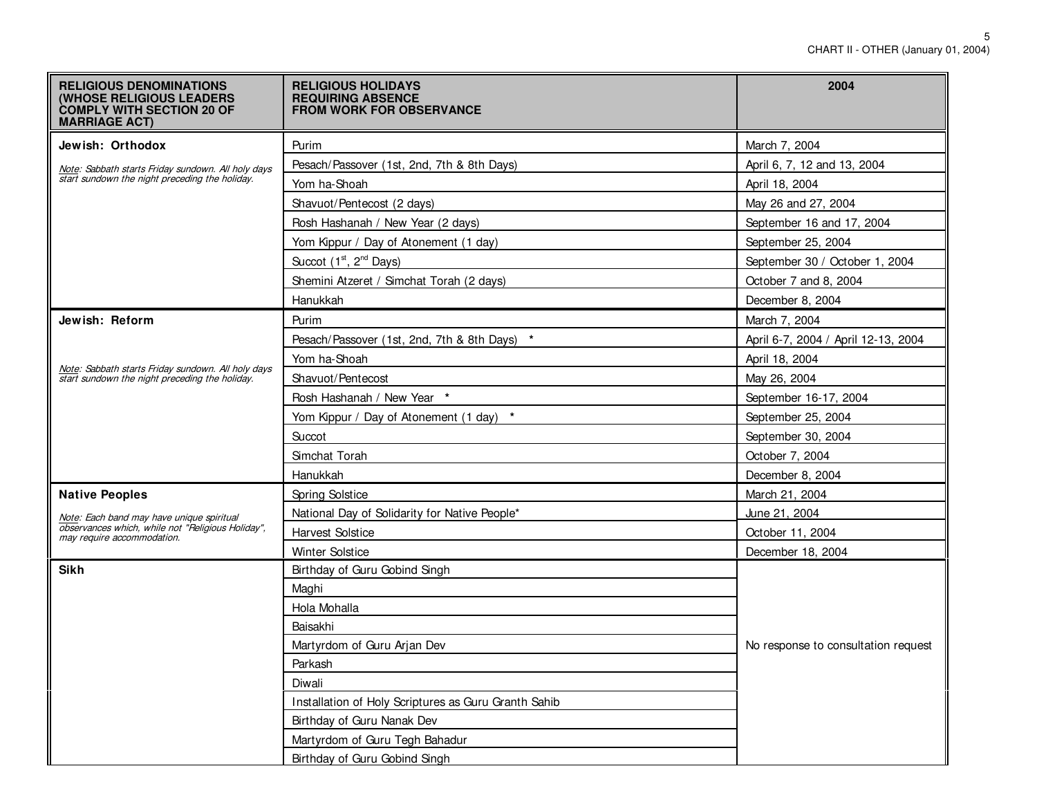CHART II - OTHER (January 01, 2004)

| RELIGIOUS DENOMINATIONS (WHOSE RELIGIOUS LEADERS COMPLY WITH SECTION 20 OF MARRIAGE ACT) | RELIGIOUS HOLIDAYS REQUIRING ABSENCE FROM WORK FOR OBSERVANCE | 2004 |
|---|---|---|
| **Jewish: Orthodox** | Purim | March 7, 2004 |
| *Note: Sabbath starts Friday sundown. All holy days start sundown the night preceding the holiday.* | Pesach/Passover (1st, 2nd, 7th & 8th Days) | April 6, 7, 12 and 13, 2004 |
| | Yom ha-Shoah | April 18, 2004 |
| | Shavuot/Pentecost (2 days) | May 26 and 27, 2004 |
| | Rosh Hashanah / New Year (2 days) | September 16 and 17, 2004 |
| | Yom Kippur / Day of Atonement (1 day) | September 25, 2004 |
| | Succot (1st, 2nd Days) | September 30 / October 1, 2004 |
| | Shemini Atzeret / Simchat Torah (2 days) | October 7 and 8, 2004 |
| | Hanukkah | December 8, 2004 |
| **Jewish: Reform** | Purim | March 7, 2004 |
| | Pesach/Passover (1st, 2nd, 7th & 8th Days) * | April 6-7, 2004 / April 12-13, 2004 |
| *Note: Sabbath starts Friday sundown. All holy days start sundown the night preceding the holiday.* | Yom ha-Shoah | April 18, 2004 |
| | Shavuot/Pentecost | May 26, 2004 |
| | Rosh Hashanah / New Year * | September 16-17, 2004 |
| | Yom Kippur / Day of Atonement (1 day) * | September 25, 2004 |
| | Succot | September 30, 2004 |
| | Simchat Torah | October 7, 2004 |
| | Hanukkah | December 8, 2004 |
| **Native Peoples** | Spring Solstice | March 21, 2004 |
| *Note: Each band may have unique spiritual observances which, while not "Religious Holiday", may require accommodation.* | National Day of Solidarity for Native People* | June 21, 2004 |
| | Harvest Solstice | October 11, 2004 |
| | Winter Solstice | December 18, 2004 |
| **Sikh** | Birthday of Guru Gobind Singh | No response to consultation request |
| | Maghi | |
| | Hola Mohalla | |
| | Baisakhi | |
| | Martyrdom of Guru Arjan Dev | |
| | Parkash | |
| | Diwali | |
| | Installation of Holy Scriptures as Guru Granth Sahib | |
| | Birthday of Guru Nanak Dev | |
| | Martyrdom of Guru Tegh Bahadur | |
| | Birthday of Guru Gobind Singh | |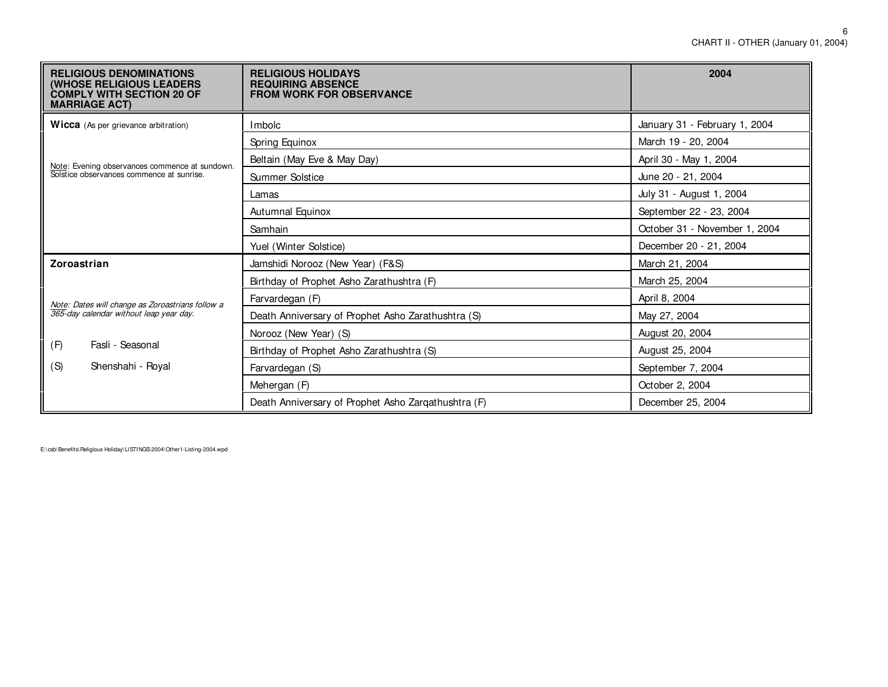CHART II - OTHER (January 01, 2004)

| RELIGIOUS DENOMINATIONS (WHOSE RELIGIOUS LEADERS COMPLY WITH SECTION 20 OF MARRIAGE ACT) | RELIGIOUS HOLIDAYS REQUIRING ABSENCE FROM WORK FOR OBSERVANCE | 2004 |
|---|---|---|
| **Wicca** (As per grievance arbitration) | Imbolc | January 31 - February 1, 2004 |
| | Spring Equinox | March 19 - 20, 2004 |
| Note: Evening observances commence at sundown. Solstice observances commence at sunrise. | Beltain (May Eve & May Day) | April 30 - May 1, 2004 |
| | Summer Solstice | June 20 - 21, 2004 |
| | Lamas | July 31 - August 1, 2004 |
| | Autumnal Equinox | September 22 - 23, 2004 |
| | Samhain | October 31 - November 1, 2004 |
| | Yuel (Winter Solstice) | December 20 - 21, 2004 |
| **Zoroastrian** | Jamshidi Norooz (New Year) (F&S) | March 21, 2004 |
| | Birthday of Prophet Asho Zarathushtra (F) | March 25, 2004 |
| *Note: Dates will change as Zoroastrians follow a 365-day calendar without leap year day.* | Farvardegan (F) | April 8, 2004 |
| | Death Anniversary of Prophet Asho Zarathushtra (S) | May 27, 2004 |
| | Norooz (New Year) (S) | August 20, 2004 |
| (F) Fasli - Seasonal | Birthday of Prophet Asho Zarathushtra (S) | August 25, 2004 |
| (S) Shenshahi - Royal | Farvardegan (S) | September 7, 2004 |
| | Mehergan (F) | October 2, 2004 |
| | Death Anniversary of Prophet Asho Zarqathushtra (F) | December 25, 2004 |

E:\csb\Benefits\Religious Holiday\LISTINGS.2004\Other1-Listing-2004.wpd